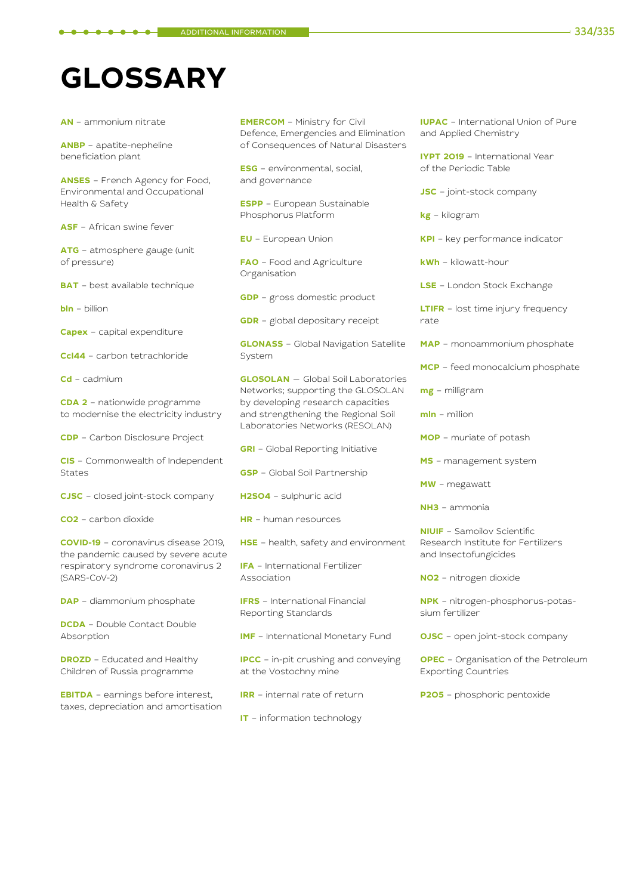# GLOSSARY

**AN** – ammonium nitrate

**ANBP** – apatite-nepheline beneficiation plant

**ANSES** – French Agency for Food, Environmental and Occupational Health & Safety

**ASF** – African swine fever

**ATG** – atmosphere gauge (unit of pressure)

**BAT** – best available technique

**bln** – billion

**Capex** – capital expenditure

**Ccl44** – carbon tetrachloride

**Cd** – cadmium

**CDA 2** – nationwide programme to modernise the electricity industry

**CDP** – Carbon Disclosure Project

**CIS** – Commonwealth of Independent States

**CJSC** – closed joint-stock company

**CO2** – carbon dioxide

**COVID-19** – coronavirus disease 2019, the pandemic caused by severe acute respiratory syndrome coronavirus 2 (SARS-CoV-2)

**DAP** – diammonium phosphate

**DCDA** – Double Contact Double Absorption

**DROZD** – Educated and Healthy Children of Russia programme

**EBITDA** – earnings before interest, taxes, depreciation and amortisation

**EMERCOM** – Ministry for Civil Defence, Emergencies and Elimination of Consequences of Natural Disasters

**ESG** – environmental, social, and governance

**ESPP** – European Sustainable Phosphorus Platform

**EU** – European Union

**FAO** – Food and Agriculture Organisation

**GDP** – gross domestic product

**GDR** – global depositary receipt

**GLONASS** – Global Navigation Satellite System

**GLOSOLAN** — Global Soil Laboratories Networks; supporting the GLOSOLAN by developing research capacities and strengthening the Regional Soil Laboratories Networks (RESOLAN)

**GRI** – Global Reporting Initiative

**GSP** – Global Soil Partnership

**H2SO4** – sulphuric acid

**HR** – human resources

**HSE** – health, safety and environment

**IFA** – International Fertilizer Association

**IFRS** – International Financial Reporting Standards

**IMF** – International Monetary Fund

**IPCC** – in-pit crushing and conveying at the Vostochny mine

**IRR** – internal rate of return

**IT** – information technology

**IUPAC** – International Union of Pure and Applied Chemistry

**IYPT 2019** – International Year of the Periodic Table

**JSC** – joint-stock company

**kg** – kilogram

**KPI** – key performance indicator

**kWh** – kilowatt-hour

**LSE** – London Stock Exchange

**LTIFR** – lost time injury frequency rate

**MAP** – monoammonium phosphate

**MCP** – feed monocalcium phosphate

**mg** – milligram

**mln** – million

**MOP** – muriate of potash

**MS** – management system

**MW** – megawatt

**NH3** – ammonia

**NIUIF** – Samoilov Scientific Research Institute for Fertilizers and Insectofungicides

**NO2** – nitrogen dioxide

**NPK** – nitrogen-phosphorus-potassium fertilizer

**OJSC** – open joint-stock company

**OPEC** – Organisation of the Petroleum Exporting Countries

**P2O5** – phosphoric pentoxide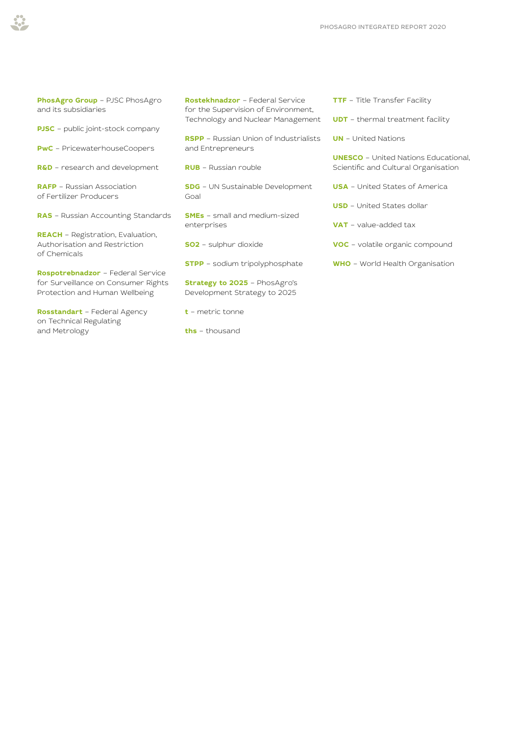**PhosAgro Group** – PJSC PhosAgro and its subsidiaries

**PJSC** – public joint-stock company

**PwC** – PricewaterhouseCoopers

**R&D** – research and development

**RAFP** – Russian Association of Fertilizer Producers

**RAS** – Russian Accounting Standards

**REACH** – Registration, Evaluation, Authorisation and Restriction of Chemicals

**Rospotrebnadzor** – Federal Service for Surveillance on Consumer Rights Protection and Human Wellbeing

**Rosstandart** – Federal Agency on Technical Regulating and Metrology

**Rostekhnadzor** – Federal Service for the Supervision of Environment, Technology and Nuclear Management

**RSPP** – Russian Union of Industrialists and Entrepreneurs

**RUB** – Russian rouble

**SDG** – UN Sustainable Development Goal

**SMEs** – small and medium-sized enterprises

**SO2** – sulphur dioxide

**STPP** – sodium tripolyphosphate

**Strategy to 2025** – PhosAgro's Development Strategy to 2025

**t** – metric tonne

**ths** – thousand

**TTF** – Title Transfer Facility

**UDT** – thermal treatment facility

**UN** – United Nations

**UNESCO** – United Nations Educational, Scientific and Cultural Organisation

**USA** – United States of America

**USD** – United States dollar

**VAT** – value-added tax

**VOC** – volatile organic compound

**WHO** – World Health Organisation